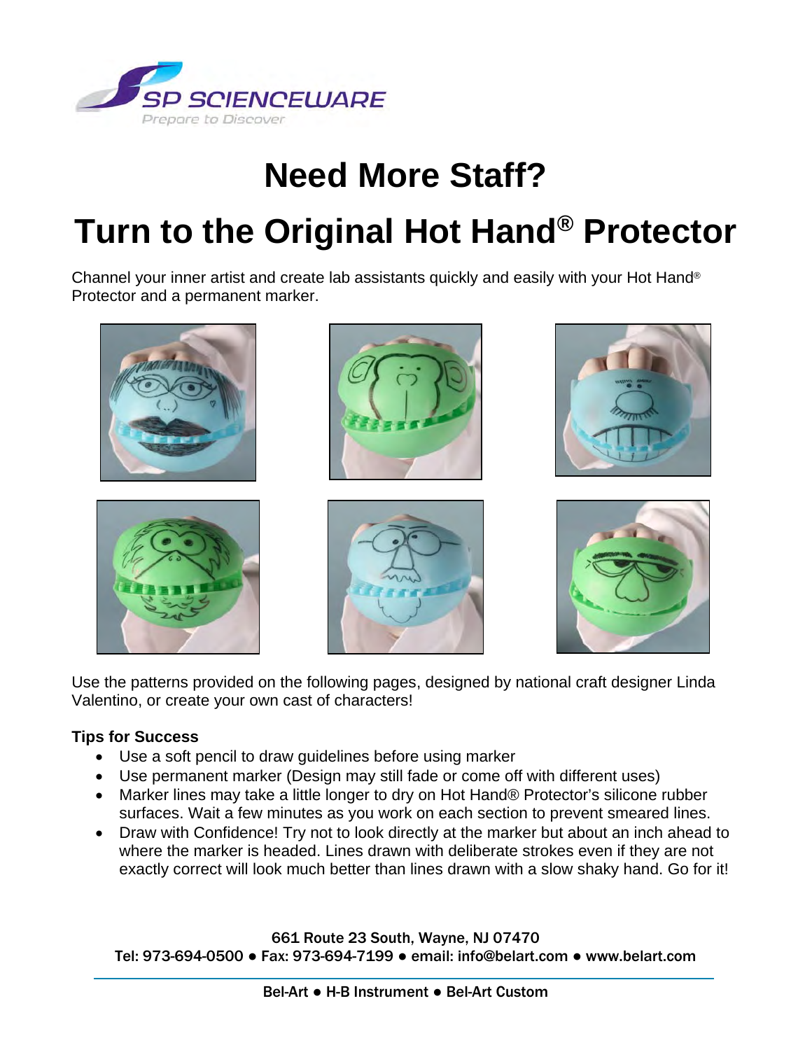SP SCIENCEWARE

Prepare to Discover

# Need More Staff?

# Turn to the Original Hot Hand® Protector

Channel your inner artist and create lab assistants quickly and easily with your Hot Hand® Protector and a permanent marker.

Use the patterns provided on the following pages, designed by national craft designer Linda Valentino, or create your own cast of characters!

**Tips for Success**

- Use a soft pencil to draw guidelines before using marker
- Use permanent marker (Design may still fade or come off with different uses)
- Marker lines may take a little longer to dry on Hot Hand® Protector's silicone rubber surfaces. Wait a few minutes as you work on each section to prevent smeared lines.
- Draw with Confidence! Try not to look directly at the marker but about an inch ahead to where the marker is headed. Lines drawn with deliberate strokes even if they are not exactly correct will look much better than lines drawn with a slow shaky hand. Go for it!

661 Route 23 South, Wayne, NJ 07470
Tel: 973-694-0500 ● Fax: 973-694-7199 ● email: info@belart.com ● www.belart.com

Bel-Art ● H-B Instrument ● Bel-Art Custom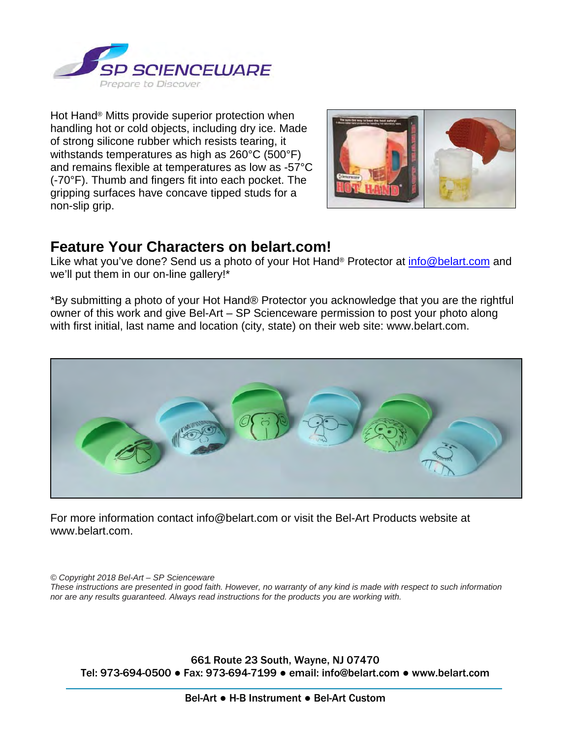Hot Hand® Mitts provide superior protection when handling hot or cold objects, including dry ice. Made of strong silicone rubber which resists tearing, it withstands temperatures as high as 260°C (500°F) and remains flexible at temperatures as low as -57°C (-70°F). Thumb and fingers fit into each pocket. The gripping surfaces have concave tipped studs for a non-slip grip.

## Feature Your Characters on belart.com!

Like what you've done? Send us a photo of your Hot Hand® Protector at info@belart.com and we'll put them in our on-line gallery!*

*By submitting a photo of your Hot Hand® Protector you acknowledge that you are the rightful owner of this work and give Bel-Art – SP Scienceware permission to post your photo along with first initial, last name and location (city, state) on their web site: www.belart.com.

For more information contact info@belart.com or visit the Bel-Art Products website at www.belart.com.

*© Copyright 2018 Bel-Art – SP Scienceware*
*These instructions are presented in good faith. However, no warranty of any kind is made with respect to such information nor are any results guaranteed. Always read instructions for the products you are working with.*

**661 Route 23 South, Wayne, NJ 07470**
**Tel: 973-694-0500 ● Fax: 973-694-7199 ● email: info@belart.com ● www.belart.com**

**Bel-Art ● H-B Instrument ● Bel-Art Custom**